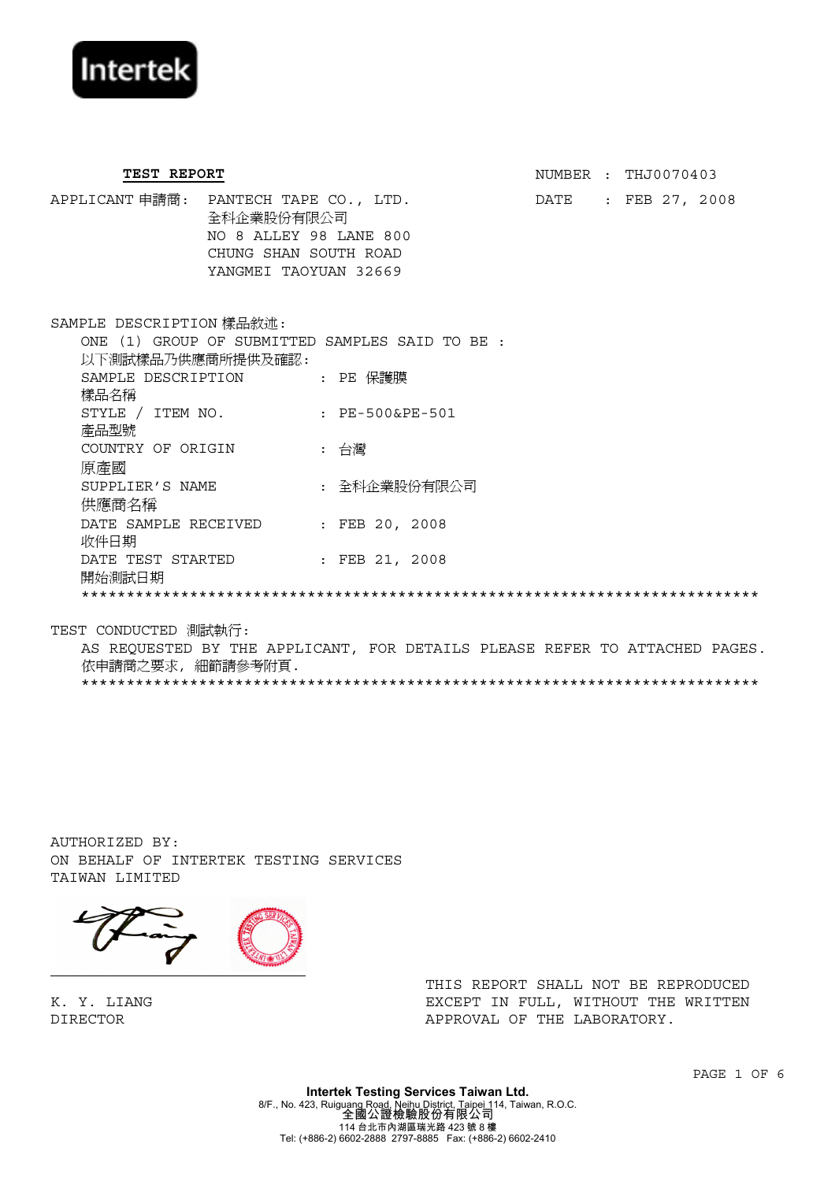Intertek

**TEST REPORT**

NUMBER : THJ0070403

DATE : FEB 27, 2008

APPLICANT 申請商: PANTECH TAPE CO., LTD.
全科企業股份有限公司
NO 8 ALLEY 98 LANE 800
CHUNG SHAN SOUTH ROAD
YANGMEI TAOYUAN 32669

SAMPLE DESCRIPTION 樣品敘述:

ONE (1) GROUP OF SUBMITTED SAMPLES SAID TO BE :
以下測試樣品乃供應商所提供及確認:

| | |
|---|---|
| SAMPLE DESCRIPTION 樣品名稱 | : PE 保護膜 |
| STYLE / ITEM NO. 產品型號 | : PE-500&PE-501 |
| COUNTRY OF ORIGIN 原產國 | : 台灣 |
| SUPPLIER'S NAME 供應商名稱 | : 全科企業股份有限公司 |
| DATE SAMPLE RECEIVED 收件日期 | : FEB 20, 2008 |
| DATE TEST STARTED 開始測試日期 | : FEB 21, 2008 |

*****************************************************************************

TEST CONDUCTED 測試執行:

AS REQUESTED BY THE APPLICANT, FOR DETAILS PLEASE REFER TO ATTACHED PAGES.
依申請商之要求, 細節請參考附頁.

*****************************************************************************

AUTHORIZED BY:
ON BEHALF OF INTERTEK TESTING SERVICES
TAIWAN LIMITED

K. Y. LIANG
DIRECTOR

THIS REPORT SHALL NOT BE REPRODUCED EXCEPT IN FULL, WITHOUT THE WRITTEN APPROVAL OF THE LABORATORY.

**Intertek Testing Services Taiwan Ltd.**
8/F., No. 423, Ruiguang Road, Neihu District, Taipei 114, Taiwan, R.O.C.
全國公證檢驗股份有限公司
114 台北市內湖區瑞光路 423 號 8 樓
Tel: (+886-2) 6602-2888 2797-8885 Fax: (+886-2) 6602-2410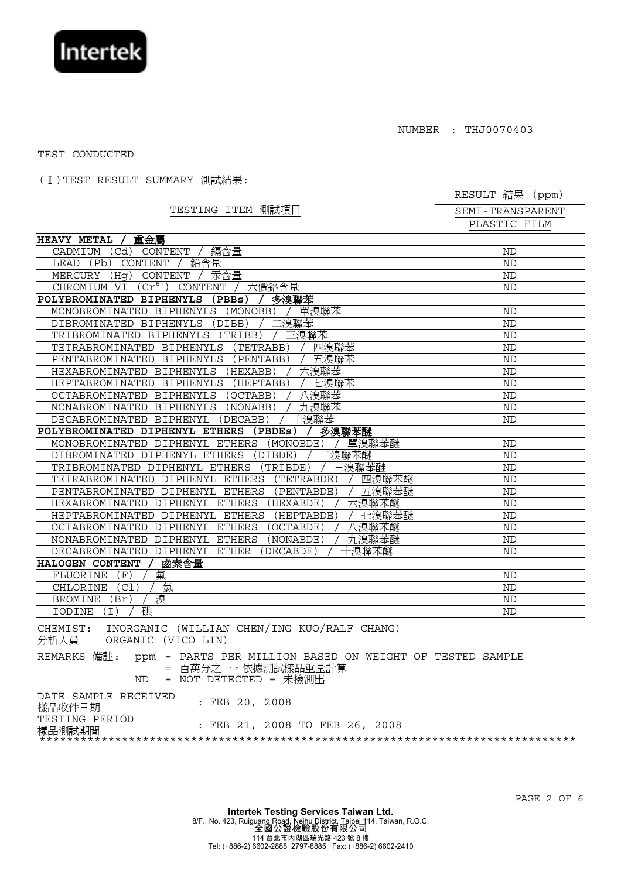NUMBER : THJ0070403

TEST CONDUCTED

(Ⅰ) TEST RESULT SUMMARY 測試結果:

| TESTING ITEM 測試項目 | RESULT 結果 (ppm) SEMI-TRANSPARENT PLASTIC FILM |
|---|---|
| **HEAVY METAL / 重金屬** | |
| CADMIUM (Cd) CONTENT / 鎘含量 | ND |
| LEAD (Pb) CONTENT / 鉛含量 | ND |
| MERCURY (Hg) CONTENT / 汞含量 | ND |
| CHROMIUM VI ($Cr^{6+}$) CONTENT / 六價鉻含量 | ND |
| **POLYBROMINATED BIPHENYLS (PBBs) / 多溴聯苯** | |
| MONOBROMINATED BIPHENYLS (MONOBB) / 單溴聯苯 | ND |
| DIBROMINATED BIPHENYLS (DIBB) / 二溴聯苯 | ND |
| TRIBROMINATED BIPHENYLS (TRIBB) / 三溴聯苯 | ND |
| TETRABROMINATED BIPHENYLS (TETRABB) / 四溴聯苯 | ND |
| PENTABROMINATED BIPHENYLS (PENTABB) / 五溴聯苯 | ND |
| HEXABROMINATED BIPHENYLS (HEXABB) / 六溴聯苯 | ND |
| HEPTABROMINATED BIPHENYLS (HEPTABB) / 七溴聯苯 | ND |
| OCTABROMINATED BIPHENYLS (OCTABB) / 八溴聯苯 | ND |
| NONABROMINATED BIPHENYLS (NONABB) / 九溴聯苯 | ND |
| DECABROMINATED BIPHENYL (DECABB) / 十溴聯苯 | ND |
| **POLYBROMINATED DIPHENYL ETHERS (PBDEs) / 多溴聯苯醚** | |
| MONOBROMINATED DIPHENYL ETHERS (MONOBDE) / 單溴聯苯醚 | ND |
| DIBROMINATED DIPHENYL ETHERS (DIBDE) / 二溴聯苯醚 | ND |
| TRIBROMINATED DIPHENYL ETHERS (TRIBDE) / 三溴聯苯醚 | ND |
| TETRABROMINATED DIPHENYL ETHERS (TETRABDE) / 四溴聯苯醚 | ND |
| PENTABROMINATED DIPHENYL ETHERS (PENTABDE) / 五溴聯苯醚 | ND |
| HEXABROMINATED DIPHENYL ETHERS (HEXABDE) / 六溴聯苯醚 | ND |
| HEPTABROMINATED DIPHENYL ETHERS (HEPTABDE) / 七溴聯苯醚 | ND |
| OCTABROMINATED DIPHENYL ETHERS (OCTABDE) / 八溴聯苯醚 | ND |
| NONABROMINATED DIPHENYL ETHERS (NONABDE) / 九溴聯苯醚 | ND |
| DECABROMINATED DIPHENYL ETHER (DECABDE) / 十溴聯苯醚 | ND |
| **HALOGEN CONTENT / 鹵素含量** | |
| FLUORINE (F) / 氟 | ND |
| CHLORINE (Cl) / 氯 | ND |
| BROMINE (Br) / 溴 | ND |
| IODINE (I) / 碘 | ND |

CHEMIST: INORGANIC (WILLIAN CHEN/ING KUO/RALF CHANG)
分析人員 ORGANIC (VICO LIN)

REMARKS 備註: ppm = PARTS PER MILLION BASED ON WEIGHT OF TESTED SAMPLE
= 百萬分之一，依據測試樣品重量計算
ND = NOT DETECTED = 未檢測出

DATE SAMPLE RECEIVED 樣品收件日期 : FEB 20, 2008
TESTING PERIOD 樣品測試期間 : FEB 21, 2008 TO FEB 26, 2008

******************************************************************************

**Intertek Testing Services Taiwan Ltd.**
8/F., No. 423, Ruiguang Road, Neihu District, Taipei 114, Taiwan, R.O.C.
全國公證檢驗股份有限公司
114 台北市內湖區瑞光路 423 號 8 樓
Tel: (+886-2) 6602-2888 2797-8885 Fax: (+886-2) 6602-2410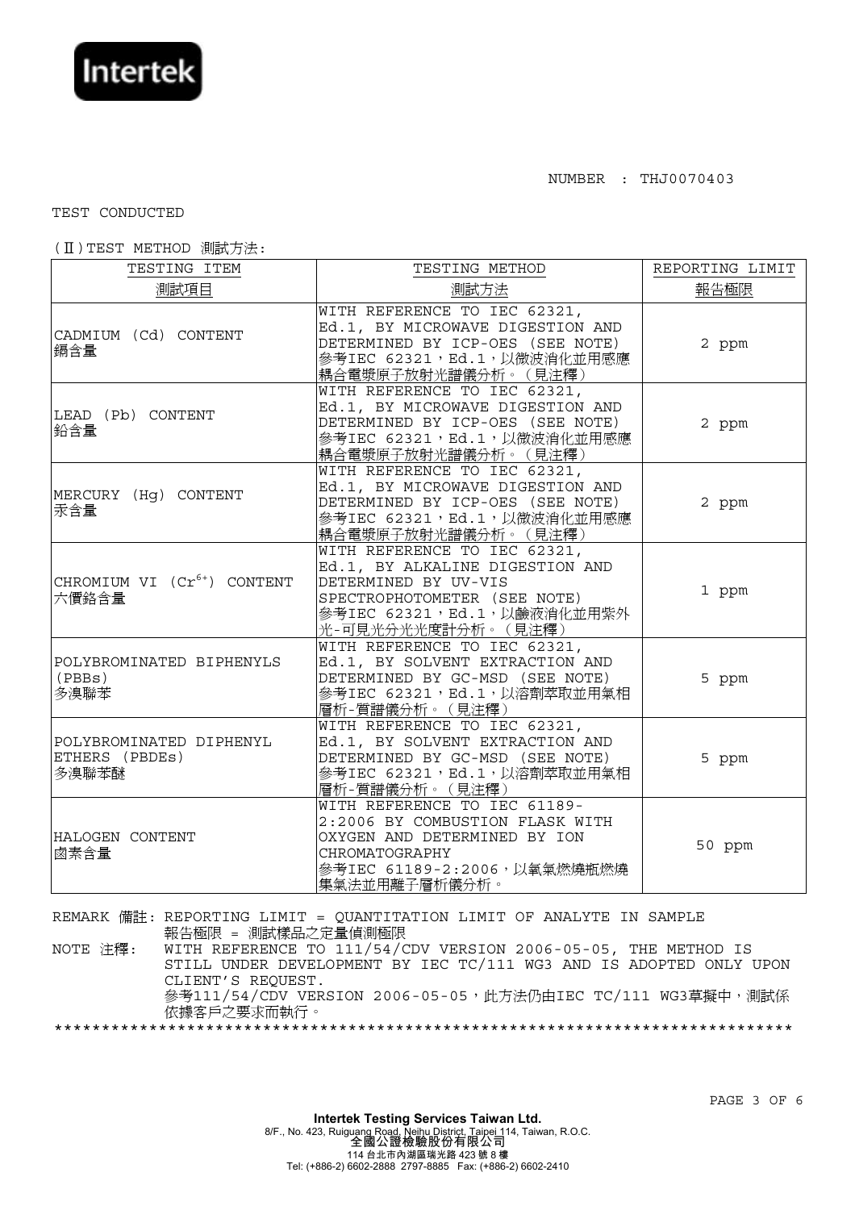NUMBER : THJ0070403

TEST CONDUCTED

(Ⅱ)TEST METHOD 測試方法:

| TESTING ITEM<br>測試項目 | TESTING METHOD<br>測試方法 | REPORTING LIMIT<br>報告極限 |
|---|---|---|
| CADMIUM (Cd) CONTENT<br>鎘含量 | WITH REFERENCE TO IEC 62321, Ed.1, BY MICROWAVE DIGESTION AND DETERMINED BY ICP-OES (SEE NOTE)<br>參考IEC 62321，Ed.1，以微波消化並用感應耦合電漿原子放射光譜儀分析。(見注釋) | 2 ppm |
| LEAD (Pb) CONTENT<br>鉛含量 | WITH REFERENCE TO IEC 62321, Ed.1, BY MICROWAVE DIGESTION AND DETERMINED BY ICP-OES (SEE NOTE)<br>參考IEC 62321，Ed.1，以微波消化並用感應耦合電漿原子放射光譜儀分析。(見注釋) | 2 ppm |
| MERCURY (Hg) CONTENT<br>汞含量 | WITH REFERENCE TO IEC 62321, Ed.1, BY MICROWAVE DIGESTION AND DETERMINED BY ICP-OES (SEE NOTE)<br>參考IEC 62321，Ed.1，以微波消化並用感應耦合電漿原子放射光譜儀分析。(見注釋) | 2 ppm |
| CHROMIUM VI ($Cr^{6+}$) CONTENT<br>六價鉻含量 | WITH REFERENCE TO IEC 62321, Ed.1, BY ALKALINE DIGESTION AND DETERMINED BY UV-VIS SPECTROPHOTOMETER (SEE NOTE)<br>參考IEC 62321，Ed.1，以鹼液消化並用紫外光-可見光分光光度計分析。(見注釋) | 1 ppm |
| POLYBROMINATED BIPHENYLS (PBBs)<br>多溴聯苯 | WITH REFERENCE TO IEC 62321, Ed.1, BY SOLVENT EXTRACTION AND DETERMINED BY GC-MSD (SEE NOTE)<br>參考IEC 62321，Ed.1，以溶劑萃取並用氣相層析-質譜儀分析。(見注釋) | 5 ppm |
| POLYBROMINATED DIPHENYL ETHERS (PBDEs)<br>多溴聯苯醚 | WITH REFERENCE TO IEC 62321, Ed.1, BY SOLVENT EXTRACTION AND DETERMINED BY GC-MSD (SEE NOTE)<br>參考IEC 62321，Ed.1，以溶劑萃取並用氣相層析-質譜儀分析。(見注釋) | 5 ppm |
| HALOGEN CONTENT<br>鹵素含量 | WITH REFERENCE TO IEC 61189-2:2006 BY COMBUSTION FLASK WITH OXYGEN AND DETERMINED BY ION CHROMATOGRAPHY<br>參考IEC 61189-2:2006，以氧氣燃燒瓶燃燒集氣法並用離子層析儀分析。 | 50 ppm |

REMARK 備註: REPORTING LIMIT = QUANTITATION LIMIT OF ANALYTE IN SAMPLE
報告極限 = 測試樣品之定量偵測極限

NOTE 注釋: WITH REFERENCE TO 111/54/CDV VERSION 2006-05-05, THE METHOD IS STILL UNDER DEVELOPMENT BY IEC TC/111 WG3 AND IS ADOPTED ONLY UPON CLIENT'S REQUEST.
參考111/54/CDV VERSION 2006-05-05，此方法仍由IEC TC/111 WG3草擬中，測試係依據客戶之要求而執行。

\*\*\*\*\*\*\*\*\*\*\*\*\*\*\*\*\*\*\*\*\*\*\*\*\*\*\*\*\*\*\*\*\*\*\*\*\*\*\*\*\*\*\*\*\*\*\*\*\*\*\*\*\*\*\*\*\*\*\*\*\*\*\*\*\*\*\*\*\*\*\*\*\*\*\*\*\*

**Intertek Testing Services Taiwan Ltd.**
8/F., No. 423, Ruiguang Road, Neihu District, Taipei 114, Taiwan, R.O.C.
**全國公證檢驗股份有限公司**
114 台北市內湖區瑞光路 423 號 8 樓
Tel: (+886-2) 6602-2888 2797-8885 Fax: (+886-2) 6602-2410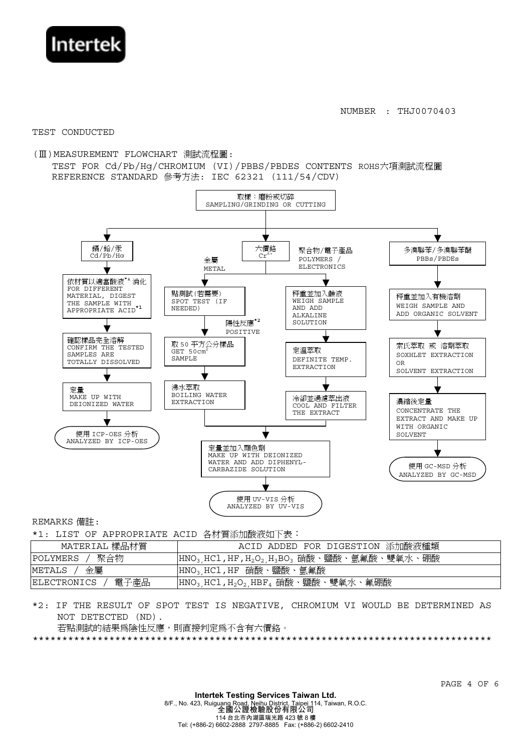NUMBER : THJ0070403

TEST CONDUCTED

(Ⅲ)MEASUREMENT FLOWCHART 測試流程圖:

TEST FOR Cd/Pb/Hg/CHROMIUM (VI)/PBBS/PBDES CONTENTS ROHS六項測試流程圖

REFERENCE STANDARD 參考方法: IEC 62321 (111/54/CDV)

取樣:磨粉或切碎
SAMPLING/GRINDING OR CUTTING

**鎘/鉛/汞 Cd/Pb/Hg**

1. 依材質以適當酸液[*1]消化 FOR DIFFERENT MATERIAL, DIGEST THE SAMPLE WITH APPROPRIATE ACID[*1]
2. 確認樣品完全溶解 CONFIRM THE TESTED SAMPLES ARE TOTALLY DISSOLVED
3. 定量 MAKE UP WITH DEIONIZED WATER
4. 使用 ICP-OES 分析 ANALYZED BY ICP-OES

**六價鉻 $Cr^{6+}$**

金屬 METAL:

1. 點測試(若需要) SPOT TEST (IF NEEDED)
2. 陽性反應[*2] POSITIVE → 取 50 平方公分樣品 GET 50cm² SAMPLE
3. 沸水萃取 BOILING WATER EXTRACTION

聚合物/電子產品 POLYMERS / ELECTRONICS:

1. 秤重並加入鹼液 WEIGH SAMPLE AND ADD ALKALINE SOLUTION
2. 定溫萃取 DEFINITE TEMP. EXTRACTION
3. 冷卻並過濾萃出液 COOL AND FILTER THE EXTRACT

Then:

4. 定量並加入顯色劑 MAKE UP WITH DEIONIZED WATER AND ADD DIPHENYL-CARBAZIDE SOLUTION
5. 使用 UV-VIS 分析 ANALYZED BY UV-VIS

**多溴聯苯/多溴聯苯醚 PBBs/PBDEs**

1. 秤重並加入有機溶劑 WEIGH SAMPLE AND ADD ORGANIC SOLVENT
2. 索氏萃取 或 溶劑萃取 SOXHLET EXTRACTION OR SOLVENT EXTRACTION
3. 濃縮後定量 CONCENTRATE THE EXTRACT AND MAKE UP WITH ORGANIC SOLVENT
4. 使用 GC-MSD 分析 ANALYZED BY GC-MSD

REMARKS 備註:

*1: LIST OF APPROPRIATE ACID 各材質添加酸液如下表:

| MATERIAL 樣品材質 | ACID ADDED FOR DIGESTION 添加酸液種類 |
|---|---|
| POLYMERS / 聚合物 | $HNO_3$, HCl, HF, $H_2O_2$, $H_3BO_3$ 硝酸、鹽酸、氫氟酸、雙氧水、硼酸 |
| METALS / 金屬 | $HNO_3$, HCl, HF 硝酸、鹽酸、氫氟酸 |
| ELECTRONICS / 電子產品 | $HNO_3$, HCl, $H_2O_2$, $HBF_4$ 硝酸、鹽酸、雙氧水、氟硼酸 |

*2: IF THE RESULT OF SPOT TEST IS NEGATIVE, CHROMIUM VI WOULD BE DETERMINED AS NOT DETECTED (ND).

若點測試的結果為陰性反應,則直接判定為不含有六價鉻。

********************************************************************************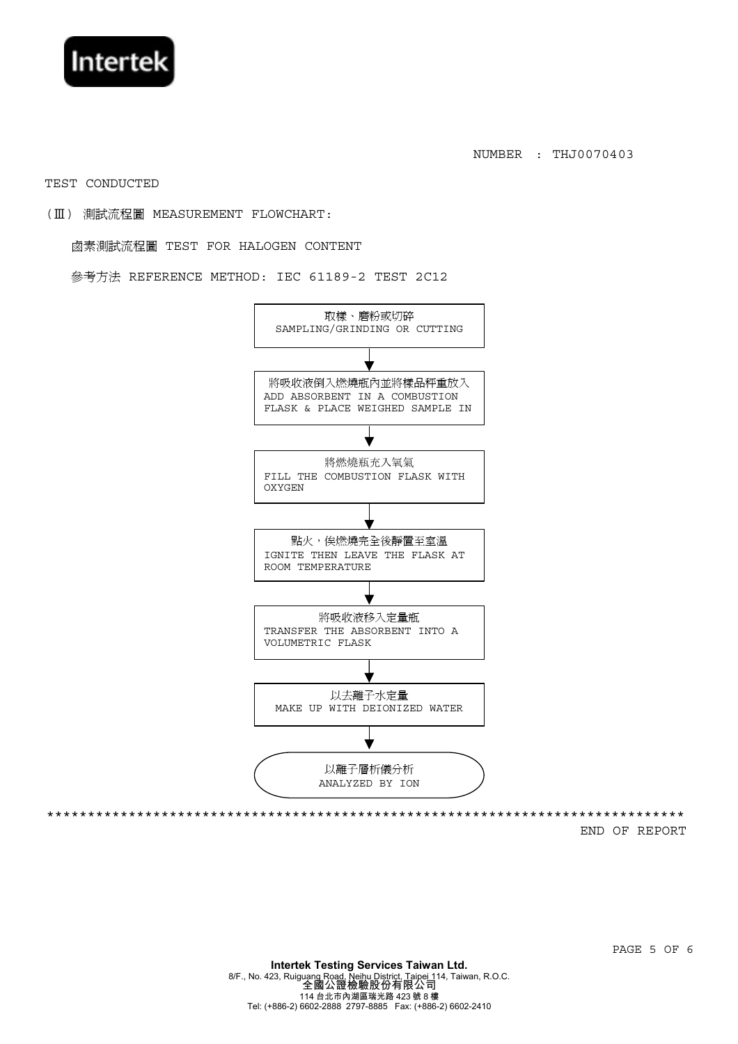NUMBER : THJ0070403

TEST CONDUCTED

(Ⅲ) 測試流程圖 MEASUREMENT FLOWCHART:

鹵素測試流程圖 TEST FOR HALOGEN CONTENT

參考方法 REFERENCE METHOD: IEC 61189-2 TEST 2C12

1. 取樣、磨粉或切碎
   SAMPLING/GRINDING OR CUTTING
2. 將吸收液倒入燃燒瓶內並將樣品秤重放入
   ADD ABSORBENT IN A COMBUSTION FLASK & PLACE WEIGHED SAMPLE IN
3. 將燃燒瓶充入氧氣
   FILL THE COMBUSTION FLASK WITH OXYGEN
4. 點火，俟燃燒完全後靜置至室溫
   IGNITE THEN LEAVE THE FLASK AT ROOM TEMPERATURE
5. 將吸收液移入定量瓶
   TRANSFER THE ABSORBENT INTO A VOLUMETRIC FLASK
6. 以去離子水定量
   MAKE UP WITH DEIONIZED WATER
7. 以離子層析儀分析
   ANALYZED BY ION

********************************************************************************

END OF REPORT

**Intertek Testing Services Taiwan Ltd.**
8/F., No. 423, Ruiguang Road, Neihu District, Taipei 114, Taiwan, R.O.C.
**全國公證檢驗股份有限公司**
114 台北市內湖區瑞光路 423 號 8 樓
Tel: (+886-2) 6602-2888 2797-8885 Fax: (+886-2) 6602-2410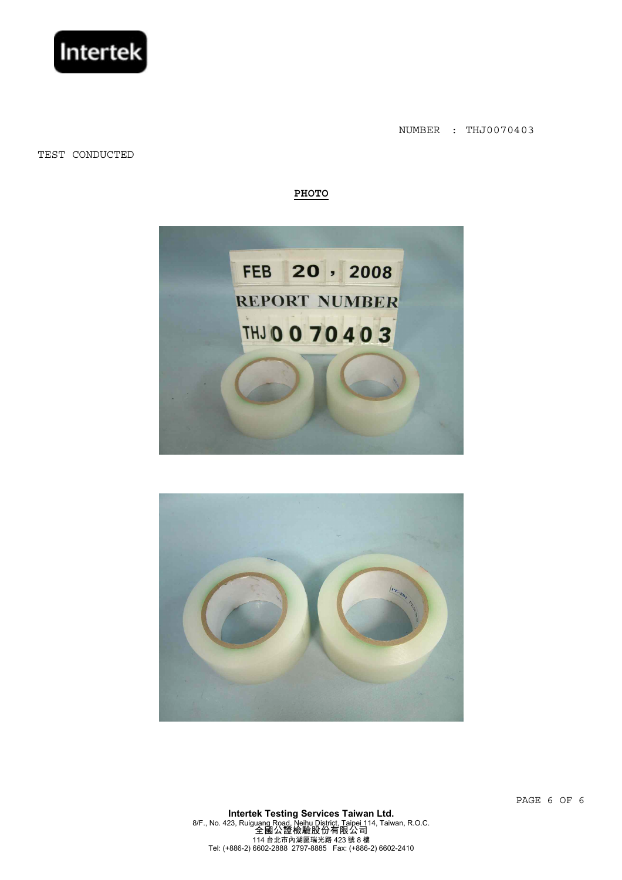NUMBER : THJ0070403

TEST CONDUCTED

**PHOTO**

**Intertek Testing Services Taiwan Ltd.**
8/F., No. 423, Ruiguang Road, Neihu District, Taipei 114, Taiwan, R.O.C.
全國公證檢驗股份有限公司
114 台北市內湖區瑞光路 423 號 8 樓
Tel: (+886-2) 6602-2888 2797-8885 Fax: (+886-2) 6602-2410